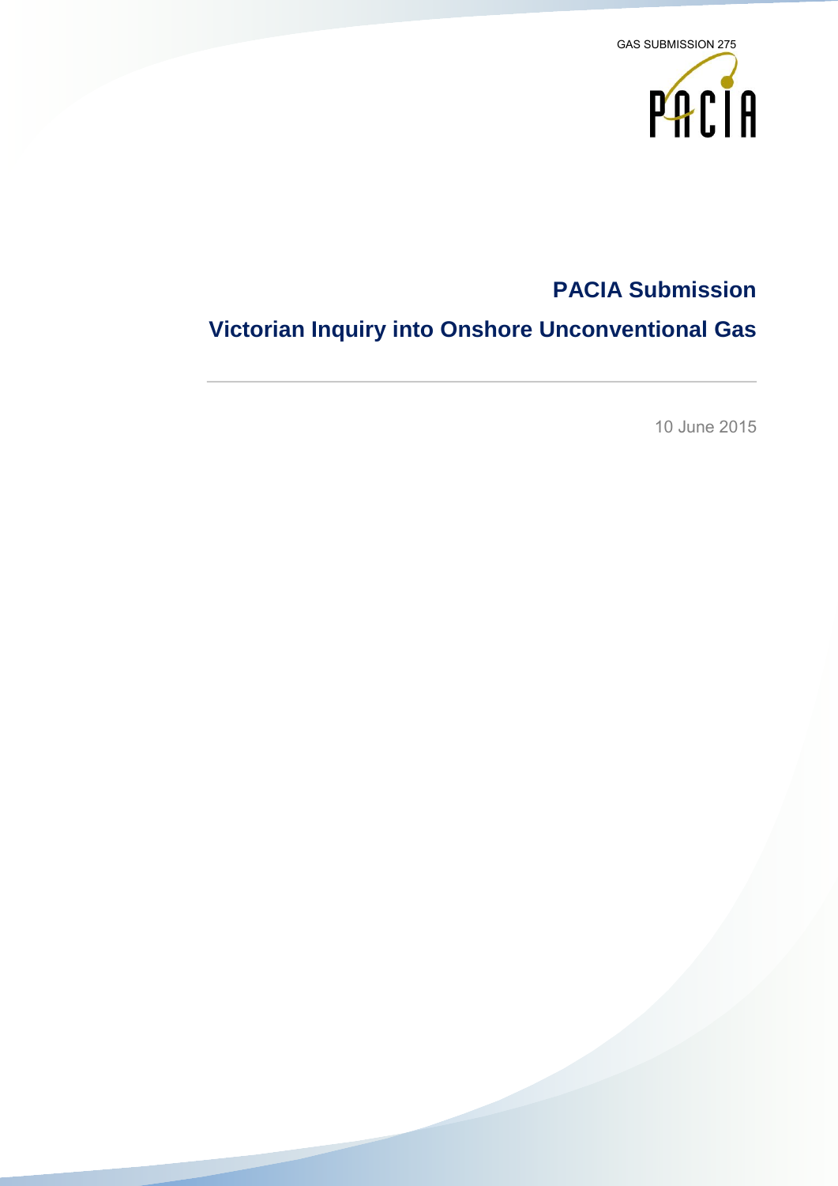GAS SUBMISSION 275

PACIA

# PACIA Submission

## Victorian Inquiry into Onshore Unconventional Gas

10 June 2015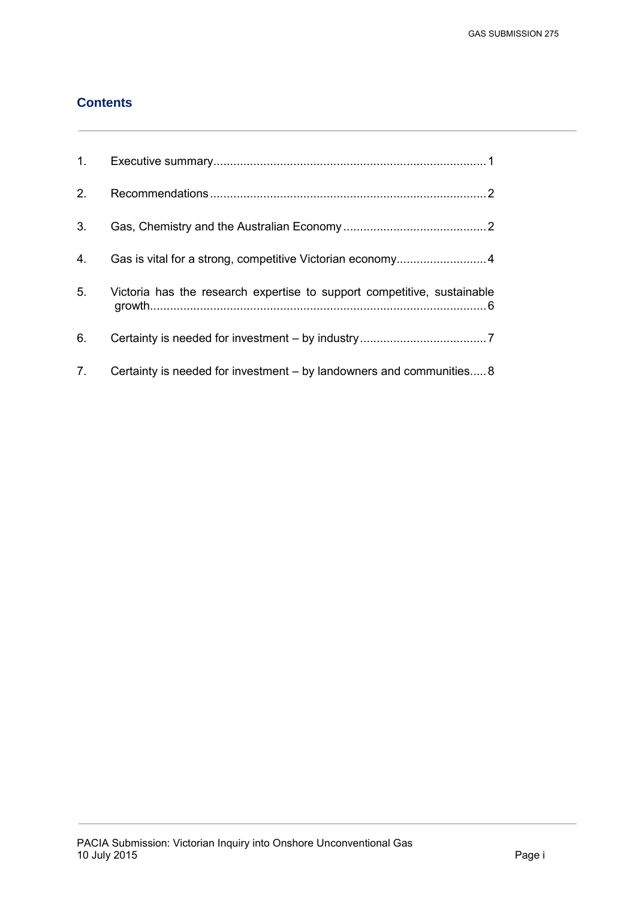## Contents

1. Executive summary .......... 1
2. Recommendations .......... 2
3. Gas, Chemistry and the Australian Economy .......... 2
4. Gas is vital for a strong, competitive Victorian economy .......... 4
5. Victoria has the research expertise to support competitive, sustainable growth .......... 6
6. Certainty is needed for investment – by industry .......... 7
7. Certainty is needed for investment – by landowners and communities .......... 8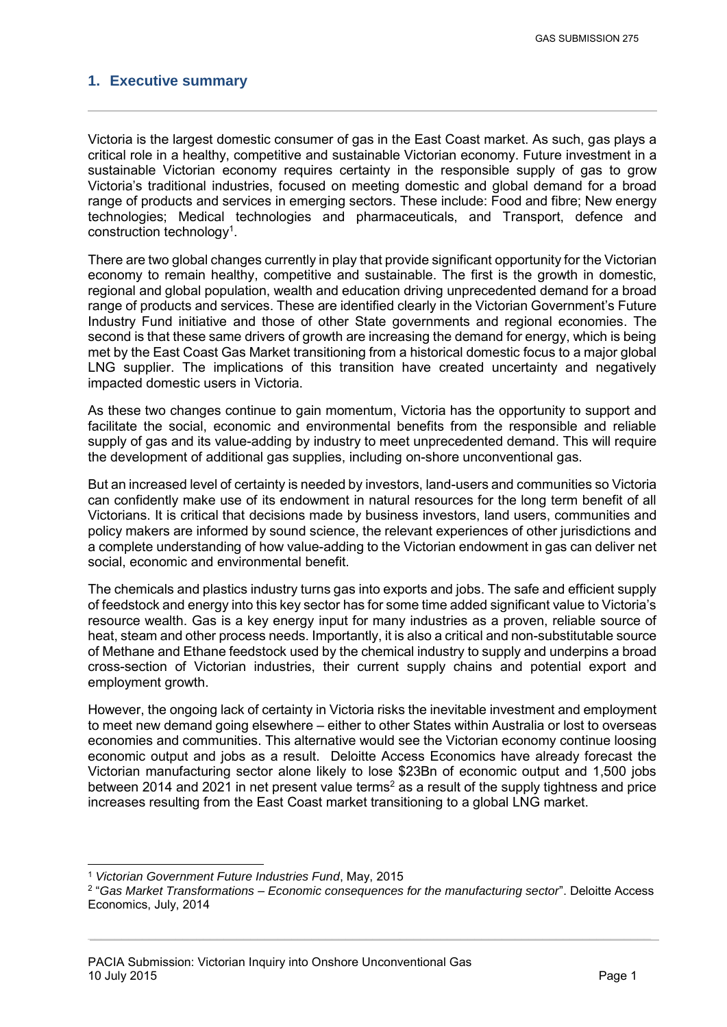## 1. Executive summary

Victoria is the largest domestic consumer of gas in the East Coast market. As such, gas plays a critical role in a healthy, competitive and sustainable Victorian economy. Future investment in a sustainable Victorian economy requires certainty in the responsible supply of gas to grow Victoria's traditional industries, focused on meeting domestic and global demand for a broad range of products and services in emerging sectors. These include: Food and fibre; New energy technologies; Medical technologies and pharmaceuticals, and Transport, defence and construction technology[1].

There are two global changes currently in play that provide significant opportunity for the Victorian economy to remain healthy, competitive and sustainable. The first is the growth in domestic, regional and global population, wealth and education driving unprecedented demand for a broad range of products and services. These are identified clearly in the Victorian Government's Future Industry Fund initiative and those of other State governments and regional economies. The second is that these same drivers of growth are increasing the demand for energy, which is being met by the East Coast Gas Market transitioning from a historical domestic focus to a major global LNG supplier. The implications of this transition have created uncertainty and negatively impacted domestic users in Victoria.

As these two changes continue to gain momentum, Victoria has the opportunity to support and facilitate the social, economic and environmental benefits from the responsible and reliable supply of gas and its value-adding by industry to meet unprecedented demand. This will require the development of additional gas supplies, including on-shore unconventional gas.

But an increased level of certainty is needed by investors, land-users and communities so Victoria can confidently make use of its endowment in natural resources for the long term benefit of all Victorians. It is critical that decisions made by business investors, land users, communities and policy makers are informed by sound science, the relevant experiences of other jurisdictions and a complete understanding of how value-adding to the Victorian endowment in gas can deliver net social, economic and environmental benefit.

The chemicals and plastics industry turns gas into exports and jobs. The safe and efficient supply of feedstock and energy into this key sector has for some time added significant value to Victoria's resource wealth. Gas is a key energy input for many industries as a proven, reliable source of heat, steam and other process needs. Importantly, it is also a critical and non-substitutable source of Methane and Ethane feedstock used by the chemical industry to supply and underpins a broad cross-section of Victorian industries, their current supply chains and potential export and employment growth.

However, the ongoing lack of certainty in Victoria risks the inevitable investment and employment to meet new demand going elsewhere – either to other States within Australia or lost to overseas economies and communities. This alternative would see the Victorian economy continue loosing economic output and jobs as a result. Deloitte Access Economics have already forecast the Victorian manufacturing sector alone likely to lose $23Bn of economic output and 1,500 jobs between 2014 and 2021 in net present value terms[2] as a result of the supply tightness and price increases resulting from the East Coast market transitioning to a global LNG market.

---

[1] *Victorian Government Future Industries Fund*, May, 2015

[2] "*Gas Market Transformations – Economic consequences for the manufacturing sector*". Deloitte Access Economics, July, 2014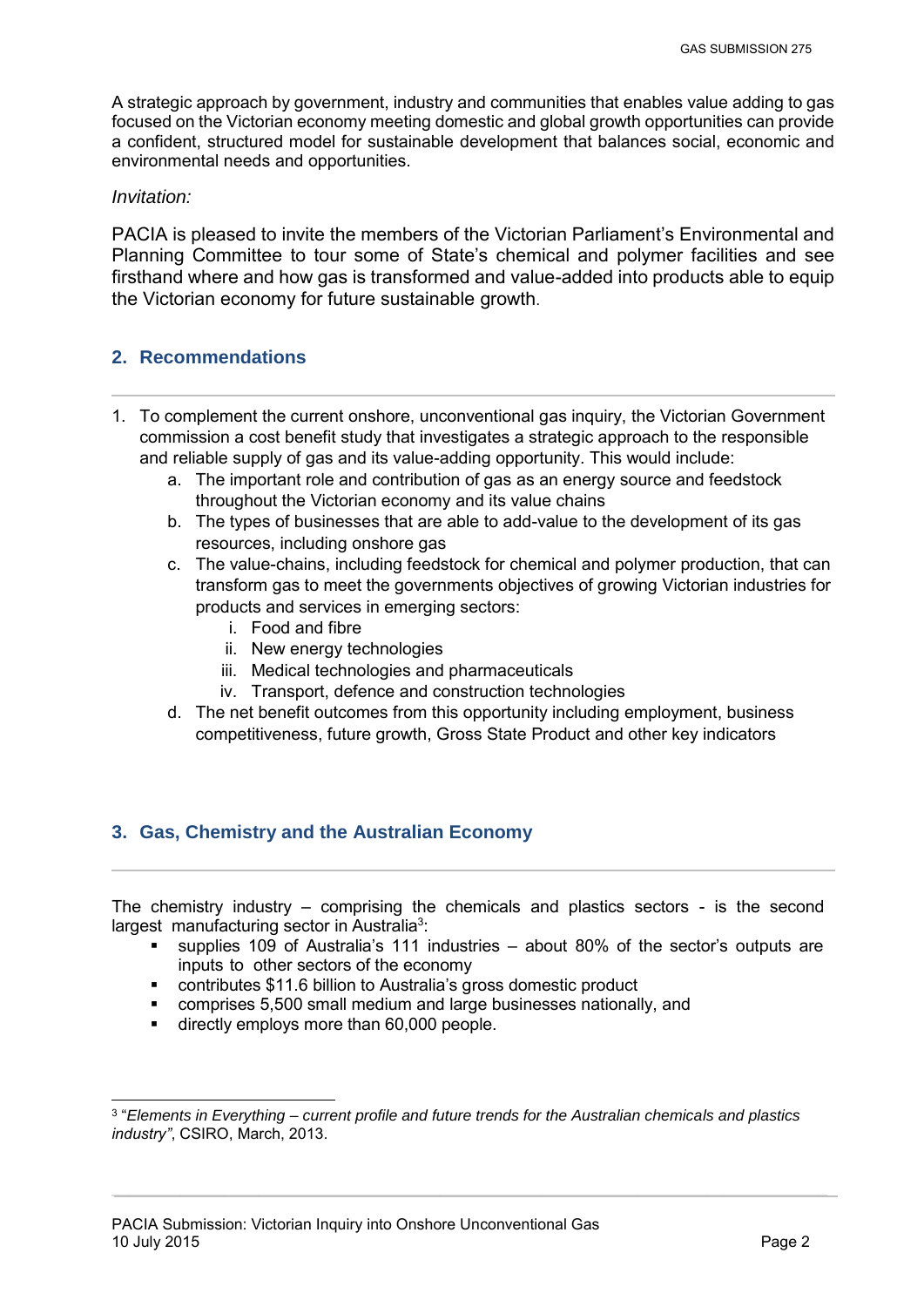A strategic approach by government, industry and communities that enables value adding to gas focused on the Victorian economy meeting domestic and global growth opportunities can provide a confident, structured model for sustainable development that balances social, economic and environmental needs and opportunities.

*Invitation:*

PACIA is pleased to invite the members of the Victorian Parliament's Environmental and Planning Committee to tour some of State's chemical and polymer facilities and see firsthand where and how gas is transformed and value-added into products able to equip the Victorian economy for future sustainable growth.

## 2. Recommendations

1. To complement the current onshore, unconventional gas inquiry, the Victorian Government commission a cost benefit study that investigates a strategic approach to the responsible and reliable supply of gas and its value-adding opportunity. This would include:
   a. The important role and contribution of gas as an energy source and feedstock throughout the Victorian economy and its value chains
   b. The types of businesses that are able to add-value to the development of its gas resources, including onshore gas
   c. The value-chains, including feedstock for chemical and polymer production, that can transform gas to meet the governments objectives of growing Victorian industries for products and services in emerging sectors:
      i. Food and fibre
      ii. New energy technologies
      iii. Medical technologies and pharmaceuticals
      iv. Transport, defence and construction technologies
   d. The net benefit outcomes from this opportunity including employment, business competitiveness, future growth, Gross State Product and other key indicators

## 3. Gas, Chemistry and the Australian Economy

The chemistry industry – comprising the chemicals and plastics sectors - is the second largest manufacturing sector in Australia[3]:

- supplies 109 of Australia's 111 industries – about 80% of the sector's outputs are inputs to other sectors of the economy
- contributes $11.6 billion to Australia's gross domestic product
- comprises 5,500 small medium and large businesses nationally, and
- directly employs more than 60,000 people.

[3] "*Elements in Everything – current profile and future trends for the Australian chemicals and plastics industry"*, CSIRO, March, 2013.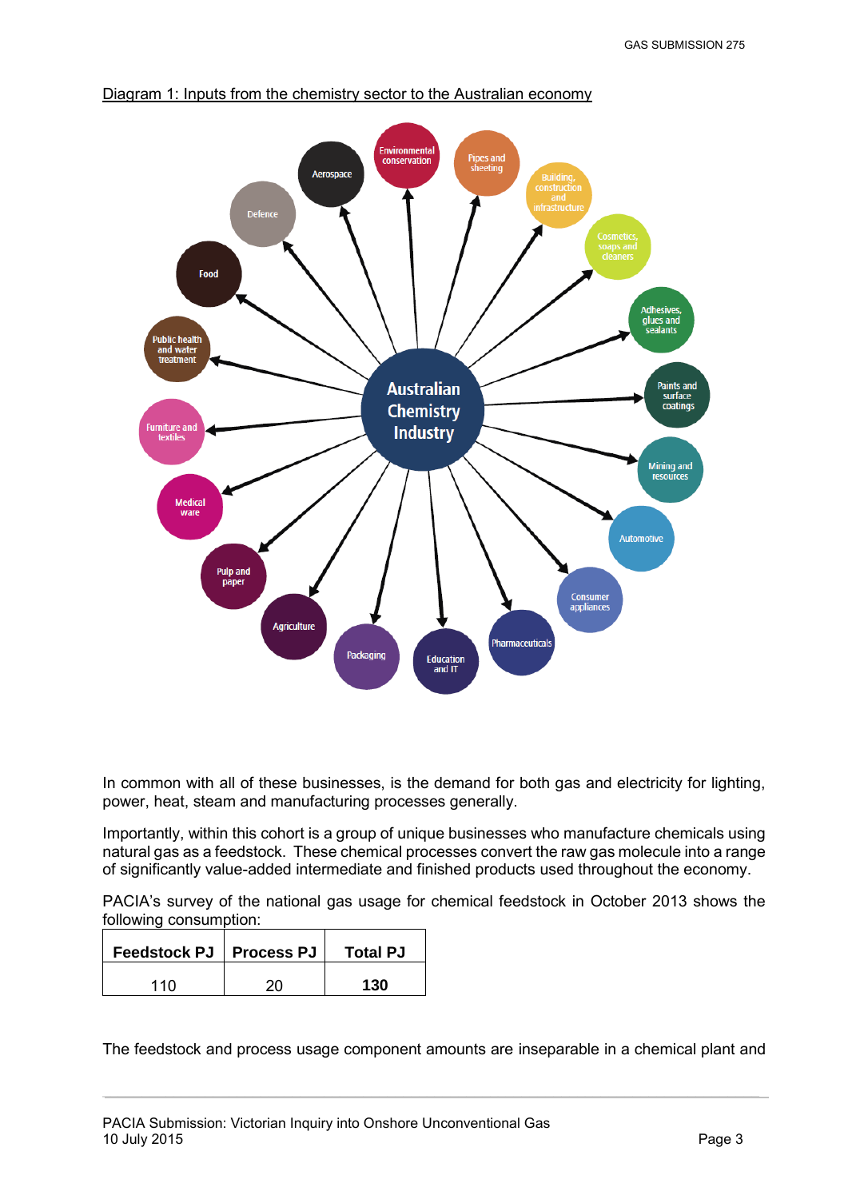Diagram 1: Inputs from the chemistry sector to the Australian economy

In common with all of these businesses, is the demand for both gas and electricity for lighting, power, heat, steam and manufacturing processes generally.

Importantly, within this cohort is a group of unique businesses who manufacture chemicals using natural gas as a feedstock. These chemical processes convert the raw gas molecule into a range of significantly value-added intermediate and finished products used throughout the economy.

PACIA's survey of the national gas usage for chemical feedstock in October 2013 shows the following consumption:

| Feedstock PJ | Process PJ | Total PJ |
|---|---|---|
| 110 | 20 | **130** |

The feedstock and process usage component amounts are inseparable in a chemical plant and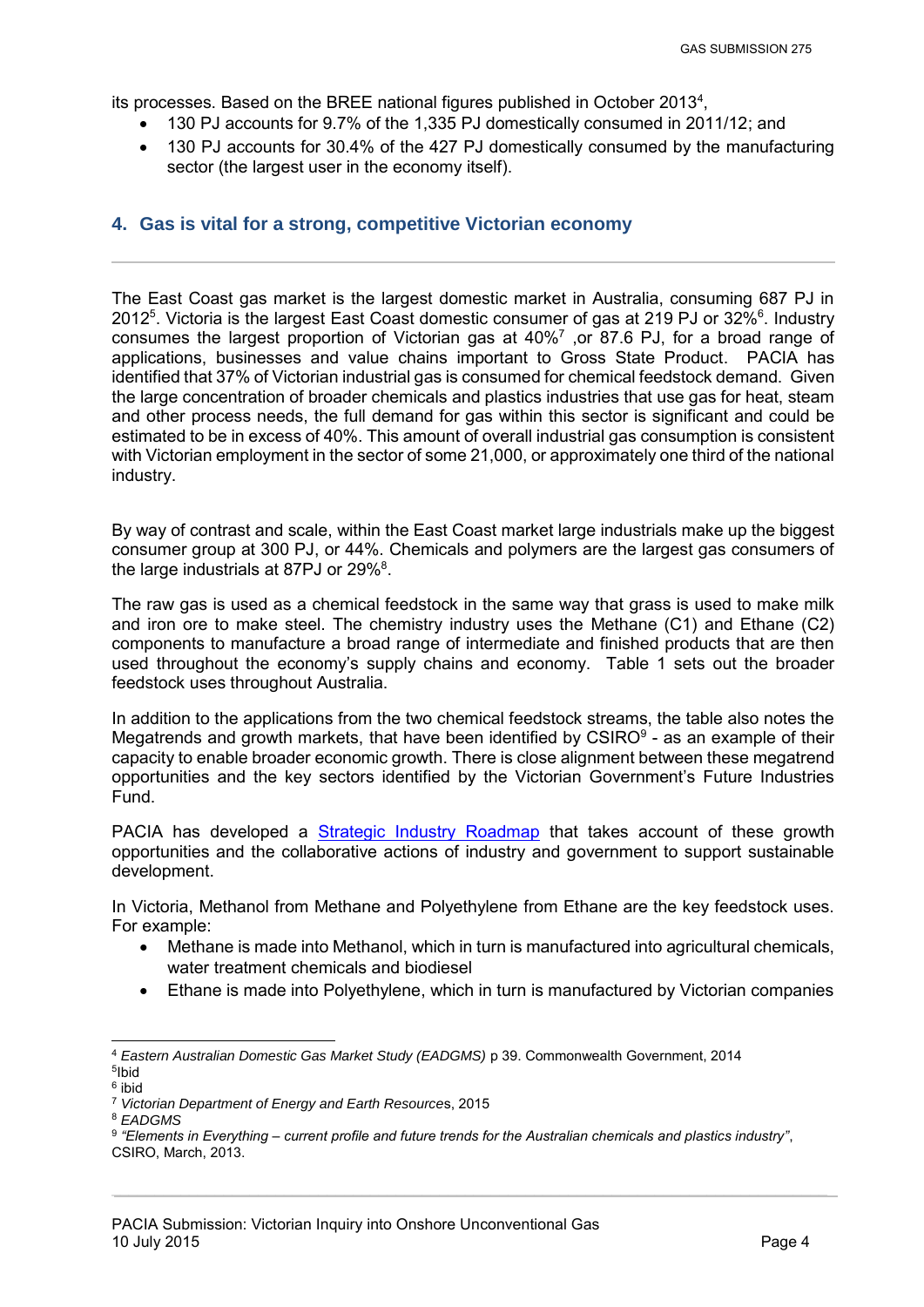its processes. Based on the BREE national figures published in October 2013[4],

- 130 PJ accounts for 9.7% of the 1,335 PJ domestically consumed in 2011/12; and
- 130 PJ accounts for 30.4% of the 427 PJ domestically consumed by the manufacturing sector (the largest user in the economy itself).

## 4. Gas is vital for a strong, competitive Victorian economy

The East Coast gas market is the largest domestic market in Australia, consuming 687 PJ in 2012[5]. Victoria is the largest East Coast domestic consumer of gas at 219 PJ or 32%[6]. Industry consumes the largest proportion of Victorian gas at 40%[7] ,or 87.6 PJ, for a broad range of applications, businesses and value chains important to Gross State Product. PACIA has identified that 37% of Victorian industrial gas is consumed for chemical feedstock demand. Given the large concentration of broader chemicals and plastics industries that use gas for heat, steam and other process needs, the full demand for gas within this sector is significant and could be estimated to be in excess of 40%. This amount of overall industrial gas consumption is consistent with Victorian employment in the sector of some 21,000, or approximately one third of the national industry.

By way of contrast and scale, within the East Coast market large industrials make up the biggest consumer group at 300 PJ, or 44%. Chemicals and polymers are the largest gas consumers of the large industrials at 87PJ or 29%[8].

The raw gas is used as a chemical feedstock in the same way that grass is used to make milk and iron ore to make steel. The chemistry industry uses the Methane (C1) and Ethane (C2) components to manufacture a broad range of intermediate and finished products that are then used throughout the economy's supply chains and economy. Table 1 sets out the broader feedstock uses throughout Australia.

In addition to the applications from the two chemical feedstock streams, the table also notes the Megatrends and growth markets, that have been identified by CSIRO[9] - as an example of their capacity to enable broader economic growth. There is close alignment between these megatrend opportunities and the key sectors identified by the Victorian Government's Future Industries Fund.

PACIA has developed a [Strategic Industry Roadmap] that takes account of these growth opportunities and the collaborative actions of industry and government to support sustainable development.

In Victoria, Methanol from Methane and Polyethylene from Ethane are the key feedstock uses. For example:

- Methane is made into Methanol, which in turn is manufactured into agricultural chemicals, water treatment chemicals and biodiesel
- Ethane is made into Polyethylene, which in turn is manufactured by Victorian companies

---

[4] *Eastern Australian Domestic Gas Market Study (EADGMS)* p 39. Commonwealth Government, 2014

[5] Ibid

[6] ibid

[7] *Victorian Department of Energy and Earth Resource*s, 2015

[8] *EADGMS*

[9] *"Elements in Everything – current profile and future trends for the Australian chemicals and plastics industry"*, CSIRO, March, 2013.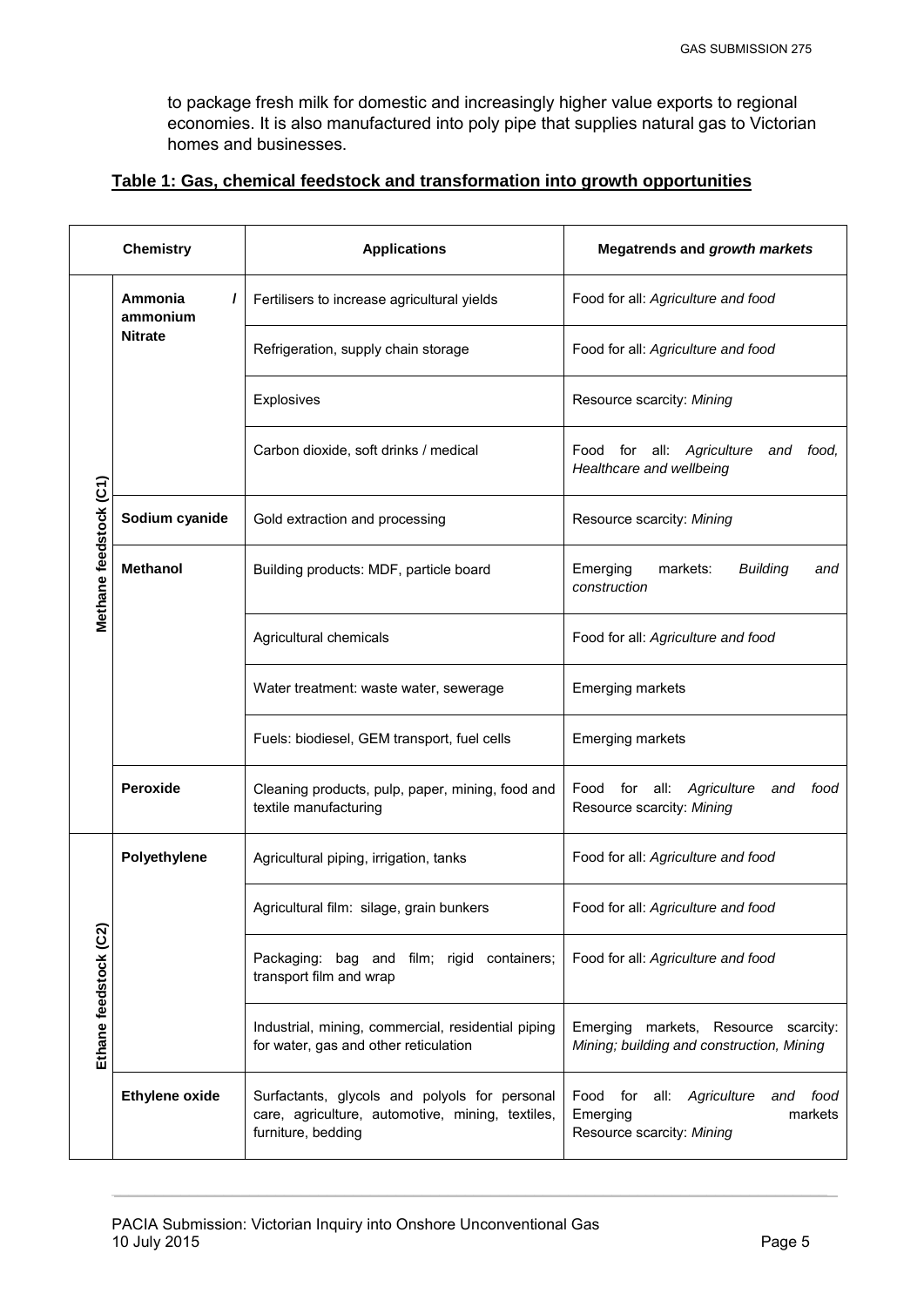to package fresh milk for domestic and increasingly higher value exports to regional economies. It is also manufactured into poly pipe that supplies natural gas to Victorian homes and businesses.

**Table 1: Gas, chemical feedstock and transformation into growth opportunities**

| Chemistry | | Applications | Megatrends and *growth markets* |
|---|---|---|---|
| Methane feedstock (C1) | **Ammonia / ammonium Nitrate** | Fertilisers to increase agricultural yields | Food for all: *Agriculture and food* |
| | | Refrigeration, supply chain storage | Food for all: *Agriculture and food* |
| | | Explosives | Resource scarcity: *Mining* |
| | | Carbon dioxide, soft drinks / medical | Food for all: *Agriculture and food, Healthcare and wellbeing* |
| | **Sodium cyanide** | Gold extraction and processing | Resource scarcity: *Mining* |
| | **Methanol** | Building products: MDF, particle board | Emerging markets: *Building and construction* |
| | | Agricultural chemicals | Food for all: *Agriculture and food* |
| | | Water treatment: waste water, sewerage | Emerging markets |
| | | Fuels: biodiesel, GEM transport, fuel cells | Emerging markets |
| | **Peroxide** | Cleaning products, pulp, paper, mining, food and textile manufacturing | Food for all: *Agriculture and food* Resource scarcity: *Mining* |
| Ethane feedstock (C2) | **Polyethylene** | Agricultural piping, irrigation, tanks | Food for all: *Agriculture and food* |
| | | Agricultural film: silage, grain bunkers | Food for all: *Agriculture and food* |
| | | Packaging: bag and film; rigid containers; transport film and wrap | Food for all: *Agriculture and food* |
| | | Industrial, mining, commercial, residential piping for water, gas and other reticulation | Emerging markets, Resource scarcity: *Mining; building and construction, Mining* |
| | **Ethylene oxide** | Surfactants, glycols and polyols for personal care, agriculture, automotive, mining, textiles, furniture, bedding | Food for all: *Agriculture and food* Emerging markets Resource scarcity: *Mining* |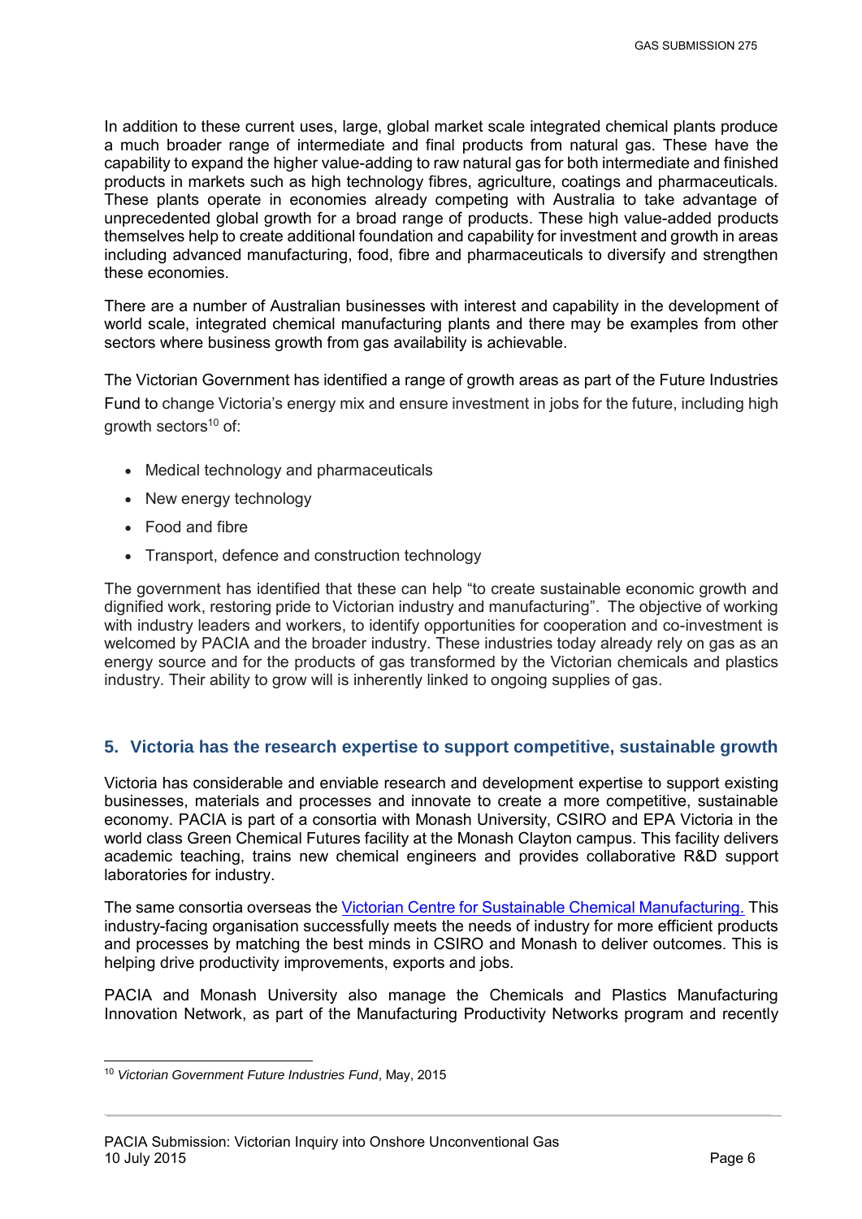In addition to these current uses, large, global market scale integrated chemical plants produce a much broader range of intermediate and final products from natural gas. These have the capability to expand the higher value-adding to raw natural gas for both intermediate and finished products in markets such as high technology fibres, agriculture, coatings and pharmaceuticals. These plants operate in economies already competing with Australia to take advantage of unprecedented global growth for a broad range of products. These high value-added products themselves help to create additional foundation and capability for investment and growth in areas including advanced manufacturing, food, fibre and pharmaceuticals to diversify and strengthen these economies.

There are a number of Australian businesses with interest and capability in the development of world scale, integrated chemical manufacturing plants and there may be examples from other sectors where business growth from gas availability is achievable.

The Victorian Government has identified a range of growth areas as part of the Future Industries Fund to change Victoria's energy mix and ensure investment in jobs for the future, including high growth sectors[10] of:

- Medical technology and pharmaceuticals
- New energy technology
- Food and fibre
- Transport, defence and construction technology

The government has identified that these can help "to create sustainable economic growth and dignified work, restoring pride to Victorian industry and manufacturing". The objective of working with industry leaders and workers, to identify opportunities for cooperation and co-investment is welcomed by PACIA and the broader industry. These industries today already rely on gas as an energy source and for the products of gas transformed by the Victorian chemicals and plastics industry. Their ability to grow will is inherently linked to ongoing supplies of gas.

## 5. Victoria has the research expertise to support competitive, sustainable growth

Victoria has considerable and enviable research and development expertise to support existing businesses, materials and processes and innovate to create a more competitive, sustainable economy. PACIA is part of a consortia with Monash University, CSIRO and EPA Victoria in the world class Green Chemical Futures facility at the Monash Clayton campus. This facility delivers academic teaching, trains new chemical engineers and provides collaborative R&D support laboratories for industry.

The same consortia overseas the [Victorian Centre for Sustainable Chemical Manufacturing.](#) This industry-facing organisation successfully meets the needs of industry for more efficient products and processes by matching the best minds in CSIRO and Monash to deliver outcomes. This is helping drive productivity improvements, exports and jobs.

PACIA and Monash University also manage the Chemicals and Plastics Manufacturing Innovation Network, as part of the Manufacturing Productivity Networks program and recently

---

[10] *Victorian Government Future Industries Fund*, May, 2015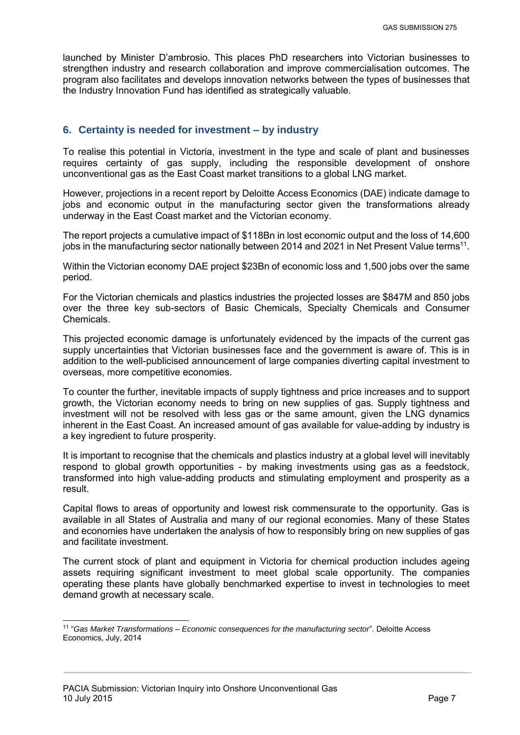launched by Minister D'ambrosio. This places PhD researchers into Victorian businesses to strengthen industry and research collaboration and improve commercialisation outcomes. The program also facilitates and develops innovation networks between the types of businesses that the Industry Innovation Fund has identified as strategically valuable.

## 6. Certainty is needed for investment – by industry

To realise this potential in Victoria, investment in the type and scale of plant and businesses requires certainty of gas supply, including the responsible development of onshore unconventional gas as the East Coast market transitions to a global LNG market.

However, projections in a recent report by Deloitte Access Economics (DAE) indicate damage to jobs and economic output in the manufacturing sector given the transformations already underway in the East Coast market and the Victorian economy.

The report projects a cumulative impact of $118Bn in lost economic output and the loss of 14,600 jobs in the manufacturing sector nationally between 2014 and 2021 in Net Present Value terms[11].

Within the Victorian economy DAE project $23Bn of economic loss and 1,500 jobs over the same period.

For the Victorian chemicals and plastics industries the projected losses are $847M and 850 jobs over the three key sub-sectors of Basic Chemicals, Specialty Chemicals and Consumer Chemicals.

This projected economic damage is unfortunately evidenced by the impacts of the current gas supply uncertainties that Victorian businesses face and the government is aware of. This is in addition to the well-publicised announcement of large companies diverting capital investment to overseas, more competitive economies.

To counter the further, inevitable impacts of supply tightness and price increases and to support growth, the Victorian economy needs to bring on new supplies of gas. Supply tightness and investment will not be resolved with less gas or the same amount, given the LNG dynamics inherent in the East Coast. An increased amount of gas available for value-adding by industry is a key ingredient to future prosperity.

It is important to recognise that the chemicals and plastics industry at a global level will inevitably respond to global growth opportunities - by making investments using gas as a feedstock, transformed into high value-adding products and stimulating employment and prosperity as a result.

Capital flows to areas of opportunity and lowest risk commensurate to the opportunity. Gas is available in all States of Australia and many of our regional economies. Many of these States and economies have undertaken the analysis of how to responsibly bring on new supplies of gas and facilitate investment.

The current stock of plant and equipment in Victoria for chemical production includes ageing assets requiring significant investment to meet global scale opportunity. The companies operating these plants have globally benchmarked expertise to invest in technologies to meet demand growth at necessary scale.

[11] "*Gas Market Transformations – Economic consequences for the manufacturing sector*". Deloitte Access Economics, July, 2014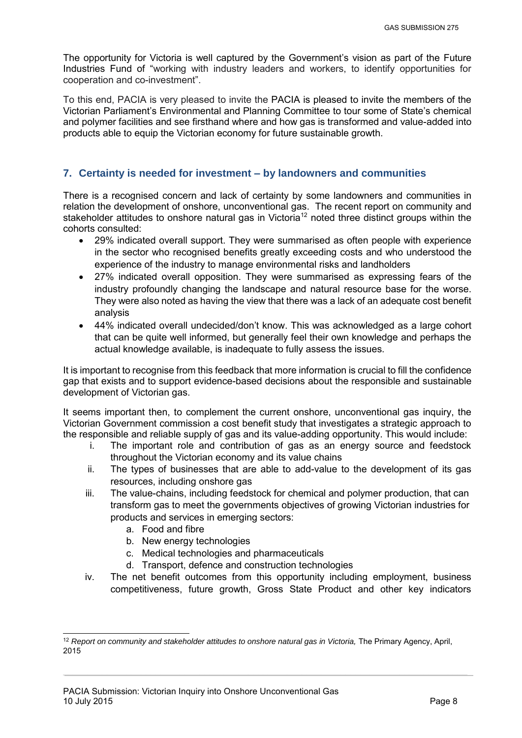The opportunity for Victoria is well captured by the Government's vision as part of the Future Industries Fund of "working with industry leaders and workers, to identify opportunities for cooperation and co-investment".

To this end, PACIA is very pleased to invite the PACIA is pleased to invite the members of the Victorian Parliament's Environmental and Planning Committee to tour some of State's chemical and polymer facilities and see firsthand where and how gas is transformed and value-added into products able to equip the Victorian economy for future sustainable growth.

## 7. Certainty is needed for investment – by landowners and communities

There is a recognised concern and lack of certainty by some landowners and communities in relation the development of onshore, unconventional gas. The recent report on community and stakeholder attitudes to onshore natural gas in Victoria[12] noted three distinct groups within the cohorts consulted:

- 29% indicated overall support. They were summarised as often people with experience in the sector who recognised benefits greatly exceeding costs and who understood the experience of the industry to manage environmental risks and landholders
- 27% indicated overall opposition. They were summarised as expressing fears of the industry profoundly changing the landscape and natural resource base for the worse. They were also noted as having the view that there was a lack of an adequate cost benefit analysis
- 44% indicated overall undecided/don't know. This was acknowledged as a large cohort that can be quite well informed, but generally feel their own knowledge and perhaps the actual knowledge available, is inadequate to fully assess the issues.

It is important to recognise from this feedback that more information is crucial to fill the confidence gap that exists and to support evidence-based decisions about the responsible and sustainable development of Victorian gas.

It seems important then, to complement the current onshore, unconventional gas inquiry, the Victorian Government commission a cost benefit study that investigates a strategic approach to the responsible and reliable supply of gas and its value-adding opportunity. This would include:

i. The important role and contribution of gas as an energy source and feedstock throughout the Victorian economy and its value chains
ii. The types of businesses that are able to add-value to the development of its gas resources, including onshore gas
iii. The value-chains, including feedstock for chemical and polymer production, that can transform gas to meet the governments objectives of growing Victorian industries for products and services in emerging sectors:
    a. Food and fibre
    b. New energy technologies
    c. Medical technologies and pharmaceuticals
    d. Transport, defence and construction technologies
iv. The net benefit outcomes from this opportunity including employment, business competitiveness, future growth, Gross State Product and other key indicators

---

[12] *Report on community and stakeholder attitudes to onshore natural gas in Victoria,* The Primary Agency, April, 2015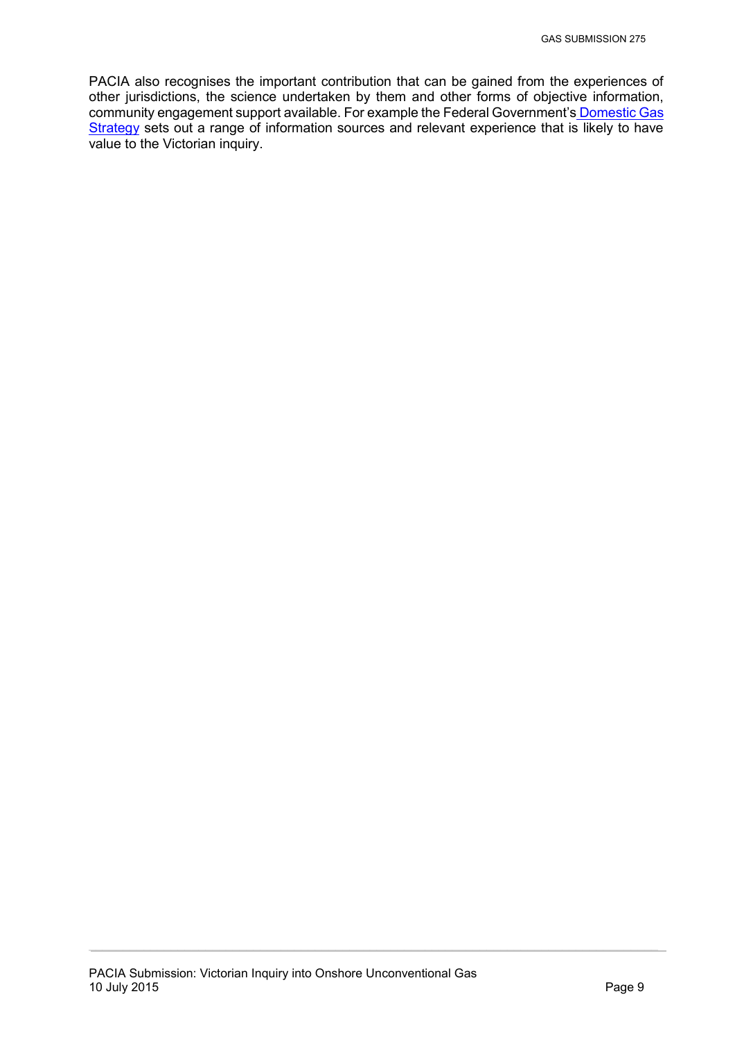PACIA also recognises the important contribution that can be gained from the experiences of other jurisdictions, the science undertaken by them and other forms of objective information, community engagement support available. For example the Federal Government's Domestic Gas Strategy sets out a range of information sources and relevant experience that is likely to have value to the Victorian inquiry.